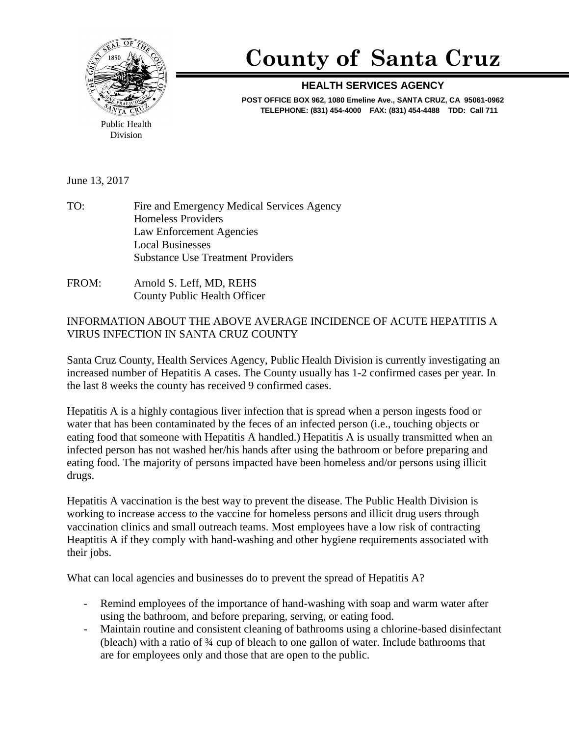# County of Santa Cruz

**HEALTH SERVICES AGENCY**

**POST OFFICE BOX 962, 1080 Emeline Ave., SANTA CRUZ, CA 95061-0962**
**TELEPHONE: (831) 454-4000 FAX: (831) 454-4488 TDD: Call 711**

Public Health Division

June 13, 2017

TO: Fire and Emergency Medical Services Agency
Homeless Providers
Law Enforcement Agencies
Local Businesses
Substance Use Treatment Providers

FROM: Arnold S. Leff, MD, REHS
County Public Health Officer

INFORMATION ABOUT THE ABOVE AVERAGE INCIDENCE OF ACUTE HEPATITIS A VIRUS INFECTION IN SANTA CRUZ COUNTY

Santa Cruz County, Health Services Agency, Public Health Division is currently investigating an increased number of Hepatitis A cases. The County usually has 1-2 confirmed cases per year. In the last 8 weeks the county has received 9 confirmed cases.

Hepatitis A is a highly contagious liver infection that is spread when a person ingests food or water that has been contaminated by the feces of an infected person (i.e., touching objects or eating food that someone with Hepatitis A handled.) Hepatitis A is usually transmitted when an infected person has not washed her/his hands after using the bathroom or before preparing and eating food. The majority of persons impacted have been homeless and/or persons using illicit drugs.

Hepatitis A vaccination is the best way to prevent the disease. The Public Health Division is working to increase access to the vaccine for homeless persons and illicit drug users through vaccination clinics and small outreach teams. Most employees have a low risk of contracting Heaptitis A if they comply with hand-washing and other hygiene requirements associated with their jobs.

What can local agencies and businesses do to prevent the spread of Hepatitis A?

- Remind employees of the importance of hand-washing with soap and warm water after using the bathroom, and before preparing, serving, or eating food.
- Maintain routine and consistent cleaning of bathrooms using a chlorine-based disinfectant (bleach) with a ratio of ¾ cup of bleach to one gallon of water. Include bathrooms that are for employees only and those that are open to the public.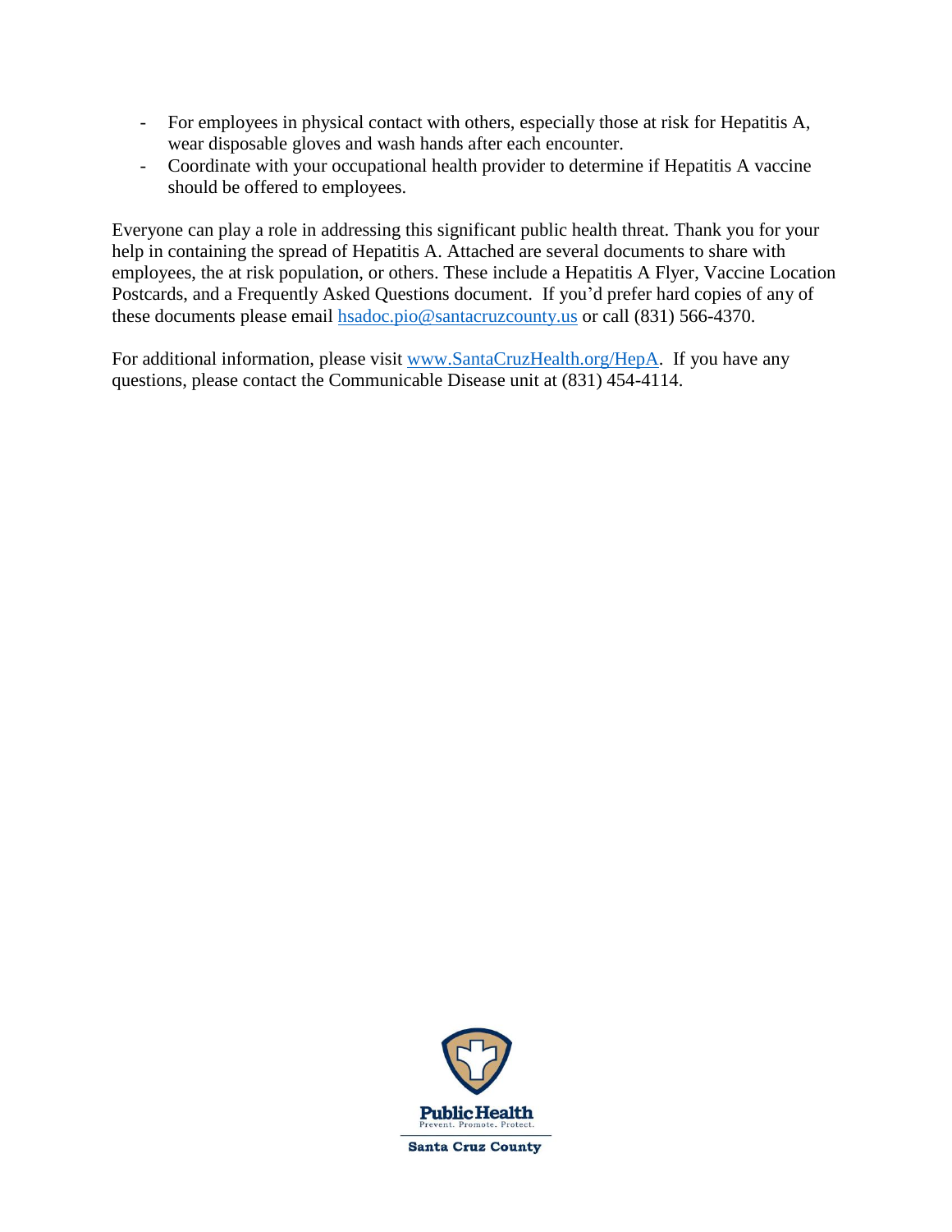- For employees in physical contact with others, especially those at risk for Hepatitis A, wear disposable gloves and wash hands after each encounter.
- Coordinate with your occupational health provider to determine if Hepatitis A vaccine should be offered to employees.

Everyone can play a role in addressing this significant public health threat. Thank you for your help in containing the spread of Hepatitis A. Attached are several documents to share with employees, the at risk population, or others. These include a Hepatitis A Flyer, Vaccine Location Postcards, and a Frequently Asked Questions document. If you'd prefer hard copies of any of these documents please email hsadoc.pio@santacruzcounty.us or call (831) 566-4370.

For additional information, please visit www.SantaCruzHealth.org/HepA. If you have any questions, please contact the Communicable Disease unit at (831) 454-4114.

Public Health
Prevent. Promote. Protect.
Santa Cruz County